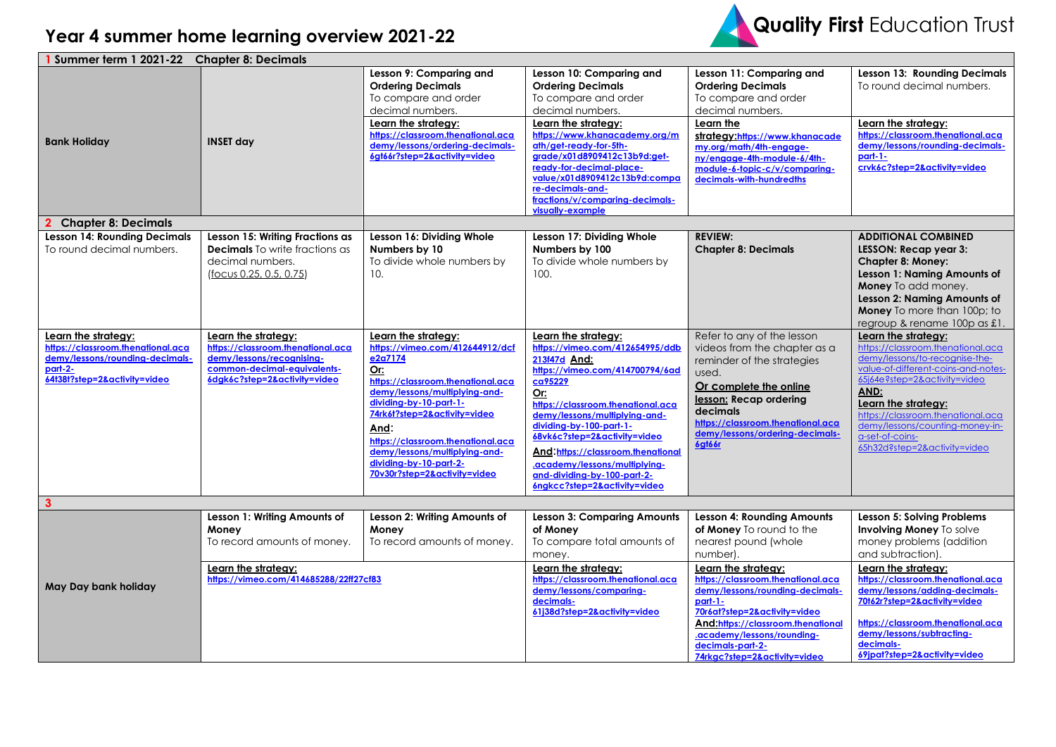# Year 4 summer home learning overview 2021-22

Quality First Education Trust

| **1 Summer term 1 2021-22 Chapter 8: Decimals** | | | | | |
|---|---|---|---|---|---|
| **Bank Holiday** | **INSET day** | **Lesson 9: Comparing and Ordering Decimals** To compare and order decimal numbers. **Learn the strategy:** https://classroom.thenational.academy/lessons/ordering-decimals-6gt66r?step=2&activity=video | **Lesson 10: Comparing and Ordering Decimals** To compare and order decimal numbers. **Learn the strategy:** https://www.khanacademy.org/math/get-ready-for-5th-grade/x01d8909412c13b9d:get-ready-for-decimal-place-value/x01d8909412c13b9d:compare-decimals-and-fractions/v/comparing-decimals-visually-example | **Lesson 11: Comparing and Ordering Decimals** To compare and order decimal numbers. **Learn the strategy:** https://www.khanacademy.org/math/4th-engage-ny/engage-4th-module-6/4th-module-6-topic-c/v/comparing-decimals-with-hundredths | **Lesson 13: Rounding Decimals** To round decimal numbers. **Learn the strategy:** https://classroom.thenational.academy/lessons/rounding-decimals-part-1-crvk6c?step=2&activity=video |
| **2 Chapter 8: Decimals** | | | | | |
| **Lesson 14: Rounding Decimals** To round decimal numbers. | **Lesson 15: Writing Fractions as Decimals** To write fractions as decimal numbers. (focus 0.25, 0.5, 0.75) | **Lesson 16: Dividing Whole Numbers by 10** To divide whole numbers by 10. | **Lesson 17: Dividing Whole Numbers by 100** To divide whole numbers by 100. | **REVIEW: Chapter 8: Decimals** | **ADDITIONAL COMBINED LESSON: Recap year 3: Chapter 8: Money: Lesson 1: Naming Amounts of Money** To add money. **Lesson 2: Naming Amounts of Money** To more than 100p; to regroup & rename 100p as £1. |
| **Learn the strategy:** https://classroom.thenational.academy/lessons/rounding-decimals-part-2-64t38t?step=2&activity=video | **Learn the strategy:** https://classroom.thenational.academy/lessons/recognising-common-decimal-equivalents-6dgk6c?step=2&activity=video | **Learn the strategy:** https://vimeo.com/412644912/dcfe2a7174 **Or:** https://classroom.thenational.academy/lessons/multiplying-and-dividing-by-10-part-1-74rk6t?step=2&activity=video **And:** https://classroom.thenational.academy/lessons/multiplying-and-dividing-by-10-part-2-70v30r?step=2&activity=video | **Learn the strategy:** https://vimeo.com/412654995/ddb213f47d **And:** https://vimeo.com/414700794/6adca95229 **Or:** https://classroom.thenational.academy/lessons/multiplying-and-dividing-by-100-part-1-68vk6c?step=2&activity=video **And:** https://classroom.thenational.academy/lessons/multiplying-and-dividing-by-100-part-2-6ngkcc?step=2&activity=video | Refer to any of the lesson videos from the chapter as a reminder of the strategies used. **Or complete the online lesson: Recap ordering decimals** https://classroom.thenational.academy/lessons/ordering-decimals-6gt66r | **Learn the strategy:** https://classroom.thenational.academy/lessons/to-recognise-the-value-of-different-coins-and-notes-65j64e?step=2&activity=video **AND: Learn the strategy:** https://classroom.thenational.academy/lessons/counting-money-in-a-set-of-coins-65h32d?step=2&activity=video |
| **3** | | | | | |
| **May Day bank holiday** | **Lesson 1: Writing Amounts of Money** To record amounts of money. **Learn the strategy:** https://vimeo.com/414685288/22ff27cf83 | **Lesson 2: Writing Amounts of Money** To record amounts of money. | **Lesson 3: Comparing Amounts of Money** To compare total amounts of money. **Learn the strategy:** https://classroom.thenational.academy/lessons/comparing-decimals-61j38d?step=2&activity=video | **Lesson 4: Rounding Amounts of Money** To round to the nearest pound (whole number). **Learn the strategy:** https://classroom.thenational.academy/lessons/rounding-decimals-part-1-70r6at?step=2&activity=video **And:** https://classroom.thenational.academy/lessons/rounding-decimals-part-2-74rkgc?step=2&activity=video | **Lesson 5: Solving Problems Involving Money** To solve money problems (addition and subtraction). **Learn the strategy:** https://classroom.thenational.academy/lessons/adding-decimals-70t62r?step=2&activity=video https://classroom.thenational.academy/lessons/subtracting-decimals-69jpat?step=2&activity=video |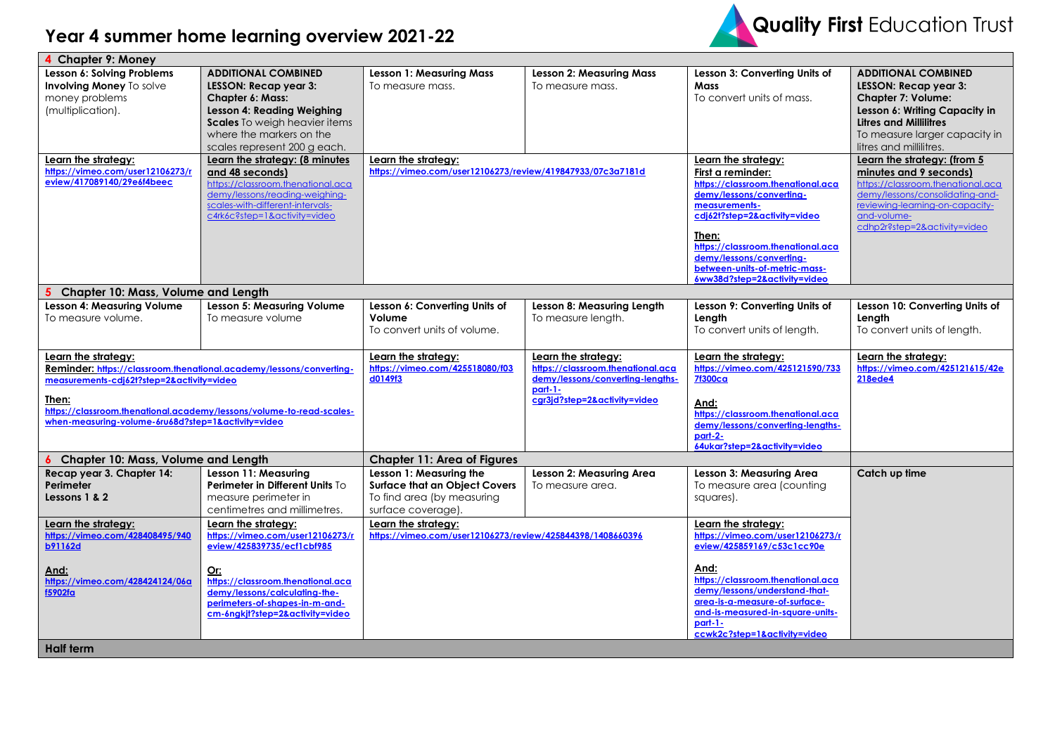# Year 4 summer home learning overview 2021-22

Quality First Education Trust

| | | | | | |
|---|---|---|---|---|---|
| **4 Chapter 9: Money** | | | | | |
| **Lesson 6: Solving Problems Involving Money** To solve money problems (multiplication). | **ADDITIONAL COMBINED LESSON: Recap year 3: Chapter 6: Mass: Lesson 4: Reading Weighing Scales** To weigh heavier items where the markers on the scales represent 200 g each. | **Lesson 1: Measuring Mass** To measure mass. | **Lesson 2: Measuring Mass** To measure mass. | **Lesson 3: Converting Units of Mass** To convert units of mass. | **ADDITIONAL COMBINED LESSON: Recap year 3: Chapter 7: Volume: Lesson 6: Writing Capacity in Litres and Millilitres** To measure larger capacity in litres and millilitres. |
| Learn the strategy: https://vimeo.com/user12106273/review/417089140/29e6f4beec | Learn the strategy: (8 minutes and 48 seconds) https://classroom.thenational.academy/lessons/reading-weighing-scales-with-different-intervals-c4rk6c?step=1&activity=video | Learn the strategy: https://vimeo.com/user12106273/review/419847933/07c3a7181d | | Learn the strategy: First a reminder: https://classroom.thenational.academy/lessons/converting-measurements-cdj62t?step=2&activity=video Then: https://classroom.thenational.academy/lessons/converting-between-units-of-metric-mass-6ww38d?step=2&activity=video | Learn the strategy: (from 5 minutes and 9 seconds) https://classroom.thenational.academy/lessons/consolidating-and-reviewing-learning-on-capacity-and-volume-cdhp2r?step=2&activity=video |
| **5 Chapter 10: Mass, Volume and Length** | | | | | |
| **Lesson 4: Measuring Volume** To measure volume. | **Lesson 5: Measuring Volume** To measure volume | **Lesson 6: Converting Units of Volume** To convert units of volume. | **Lesson 8: Measuring Length** To measure length. | **Lesson 9: Converting Units of Length** To convert units of length. | **Lesson 10: Converting Units of Length** To convert units of length. |
| Learn the strategy: Reminder: https://classroom.thenational.academy/lessons/converting-measurements-cdj62t?step=2&activity=video Then: https://classroom.thenational.academy/lessons/volume-to-read-scales-when-measuring-volume-6ru68d?step=1&activity=video | | Learn the strategy: https://vimeo.com/425518080/f03d0149f3 | Learn the strategy: https://classroom.thenational.academy/lessons/converting-lengths-part-1-cgr3jd?step=2&activity=video | Learn the strategy: https://vimeo.com/425121590/7337f300ca And: https://classroom.thenational.academy/lessons/converting-lengths-part-2-64ukar?step=2&activity=video | Learn the strategy: https://vimeo.com/425121615/42e218ede4 |
| **6 Chapter 10: Mass, Volume and Length** | | **Chapter 11: Area of Figures** | | | |
| **Recap year 3. Chapter 14: Perimeter Lessons 1 & 2** | **Lesson 11: Measuring Perimeter in Different Units** To measure perimeter in centimetres and millimetres. | **Lesson 1: Measuring the Surface that an Object Covers** To find area (by measuring surface coverage). | **Lesson 2: Measuring Area** To measure area. | **Lesson 3: Measuring Area** To measure area (counting squares). | **Catch up time** |
| Learn the strategy: https://vimeo.com/428408495/940b91162d And: https://vimeo.com/428424124/06af5902fa | Learn the strategy: https://vimeo.com/user12106273/review/425839735/ecf1cbf985 Or: https://classroom.thenational.academy/lessons/calculating-the-perimeters-of-shapes-in-m-and-cm-6ngkjt?step=2&activity=video | Learn the strategy: https://vimeo.com/user12106273/review/425844398/1408660396 | | Learn the strategy: https://vimeo.com/user12106273/review/425859169/c53c1cc90e And: https://classroom.thenational.academy/lessons/understand-that-area-is-a-measure-of-surface-and-is-measured-in-square-units-part-1-ccwk2c?step=1&activity=video | |
| **Half term** | | | | | |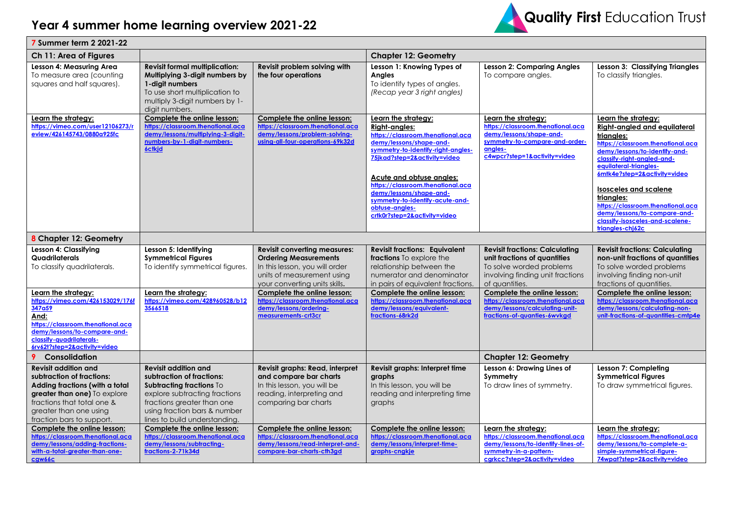# Year 4 summer home learning overview 2021-22

Quality First Education Trust

| 7 Summer term 2 2021-22 | | | | | |
|---|---|---|---|---|---|
| **Ch 11: Area of Figures** | | | **Chapter 12: Geometry** | | |
| **Lesson 4: Measuring Area** To measure area (counting squares and half squares). | **Revisit formal multiplication: Multiplying 3-digit numbers by 1-digit numbers** To use short multiplication to multiply 3-digit numbers by 1-digit numbers. | **Revisit problem solving with the four operations** | **Lesson 1: Knowing Types of Angles** To identify types of angles. *(Recap year 3 right angles)* | **Lesson 2: Comparing Angles** To compare angles. | **Lesson 3: Classifying Triangles** To classify triangles. |
| **Learn the strategy:** https://vimeo.com/user12106273/review/426145743/0880a925fc | **Complete the online lesson:** https://classroom.thenational.academy/lessons/multiplying-3-digit-numbers-by-1-digit-numbers-6ctkjd | **Complete the online lesson:** https://classroom.thenational.academy/lessons/problem-solving-using-all-four-operations-69k32d | **Learn the strategy:** **Right-angles:** https://classroom.thenational.academy/lessons/shape-and-symmetry-to-identify-right-angles-75jkad?step=2&activity=video **Acute and obtuse angles:** https://classroom.thenational.academy/lessons/shape-and-symmetry-to-identify-acute-and-obtuse-angles-crtk0r?step=2&activity=video | **Learn the strategy:** https://classroom.thenational.academy/lessons/shape-and-symmetry-to-compare-and-order-angles-c4wpcr?step=1&activity=video | **Learn the strategy:** **Right-angled and equilateral triangles:** https://classroom.thenational.academy/lessons/to-identify-and-classify-right-angled-and-equilateral-triangles-6mtk4e?step=2&activity=video **Isosceles and scalene triangles:** https://classroom.thenational.academy/lessons/to-compare-and-classify-isosceles-and-scalene-triangles-chj62c |
| **8 Chapter 12: Geometry** | | | | | |
| **Lesson 4: Classifying Quadrilaterals** To classify quadrilaterals. | **Lesson 5: Identifying Symmetrical Figures** To identify symmetrical figures. | **Revisit converting measures: Ordering Measurements** In this lesson, you will order units of measurement using your converting units skills. | **Revisit fractions: Equivalent fractions** To explore the relationship between the numerator and denominator in pairs of equivalent fractions. | **Revisit fractions: Calculating unit fractions of quantities** To solve worded problems involving finding unit fractions of quantities. | **Revisit fractions: Calculating non-unit fractions of quantities** To solve worded problems involving finding non-unit fractions of quantities. |
| **Learn the strategy:** https://vimeo.com/426153029/176f347a59 **And:** https://classroom.thenational.academy/lessons/to-compare-and-classify-quadrilaterals-6rv62t?step=2&activity=video | **Learn the strategy:** https://vimeo.com/428960528/b123566518 | **Complete the online lesson:** https://classroom.thenational.academy/lessons/ordering-measurements-crt3cr | **Complete the online lesson:** https://classroom.thenational.academy/lessons/equivalent-fractions-68rk2d | **Complete the online lesson:** https://classroom.thenational.academy/lessons/calculating-unit-fractions-of-quanties-6wvkgd | **Complete the online lesson:** https://classroom.thenational.academy/lessons/calculating-non-unit-fractions-of-quantities-cmtp4e |
| **9 Consolidation** | | | | **Chapter 12: Geometry** | |
| **Revisit addition and subtraction of fractions: Adding fractions (with a total greater than one)** To explore fractions that total one & greater than one using fraction bars to support. | **Revisit addition and subtraction of fractions: Subtracting fractions** To explore subtracting fractions fractions greater than one using fraction bars & number lines to build understanding. | **Revisit graphs: Read, interpret and compare bar charts** In this lesson, you will be reading, interpreting and comparing bar charts | **Revisit graphs: Interpret time graphs** In this lesson, you will be reading and interpreting time graphs | **Lesson 6: Drawing Lines of Symmetry** To draw lines of symmetry. | **Lesson 7: Completing Symmetrical Figures** To draw symmetrical figures. |
| **Complete the online lesson:** https://classroom.thenational.academy/lessons/adding-fractions-with-a-total-greater-than-one-cgw66c | **Complete the online lesson:** https://classroom.thenational.academy/lessons/subtracting-fractions-2-71k34d | **Complete the online lesson:** https://classroom.thenational.academy/lessons/read-interpret-and-compare-bar-charts-cth3gd | **Complete the online lesson:** https://classroom.thenational.academy/lessons/interpret-time-graphs-cngkje | **Learn the strategy:** https://classroom.thenational.academy/lessons/to-identify-lines-of-symmetry-in-a-pattern-cgrkcc?step=2&activity=video | **Learn the strategy:** https://classroom.thenational.academy/lessons/to-complete-a-simple-symmetrical-figure-74wpat?step=2&activity=video |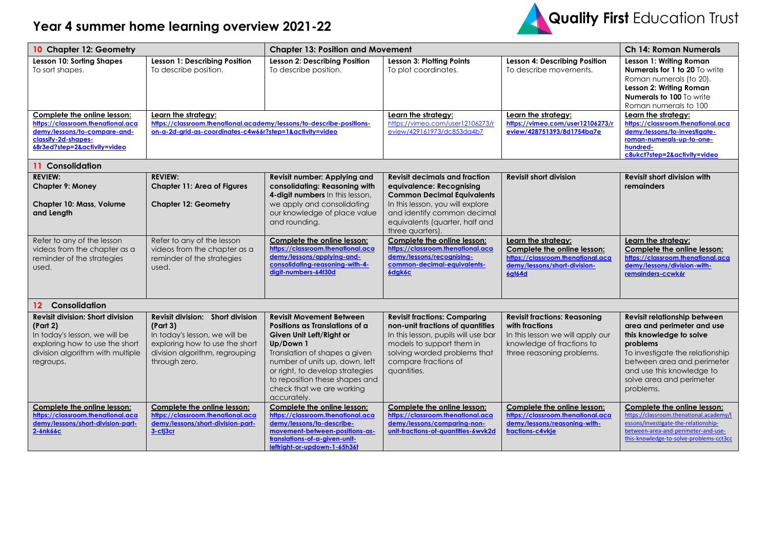# Year 4 summer home learning overview 2021-22

Quality First Education Trust

| 10 Chapter 12: Geometry | | Chapter 13: Position and Movement | | | Ch 14: Roman Numerals |
|---|---|---|---|---|---|
| **Lesson 10: Sorting Shapes** To sort shapes. | **Lesson 1: Describing Position** To describe position. | **Lesson 2: Describing Position** To describe position. | **Lesson 3: Plotting Points** To plot coordinates. | **Lesson 4: Describing Position** To describe movements. | **Lesson 1: Writing Roman Numerals for 1 to 20** To write Roman numerals (to 20). **Lesson 2: Writing Roman Numerals to 100** To write Roman numerals to 100 |
| **Complete the online lesson:** https://classroom.thenational.academy/lessons/to-compare-and-classify-2d-shapes-68r3ed?step=2&activity=video | **Learn the strategy:** https://classroom.thenational.academy/lessons/to-describe-positions-on-a-2d-grid-as-coordinates-c4w66r?step=1&activity=video | | **Learn the strategy:** https://vimeo.com/user12106273/review/429161973/dc853da4b7 | **Learn the strategy:** https://vimeo.com/user12106273/review/428751393/8d1754ba7e | **Learn the strategy:** https://classroom.thenational.academy/lessons/to-investigate-roman-numerals-up-to-one-hundred-c8ukct?step=2&activity=video |
| **11 Consolidation** | | | | | |
| **REVIEW:** **Chapter 9: Money** **Chapter 10: Mass, Volume and Length** | **REVIEW:** **Chapter 11: Area of Figures** **Chapter 12: Geometry** | **Revisit number: Applying and consolidating: Reasoning with 4-digit numbers** In this lesson, we apply and consolidating our knowledge of place value and rounding. | **Revisit decimals and fraction equivalence: Recognising Common Decimal Equivalents** In this lesson, you will explore and identify common decimal equivalents (quarter, half and three quarters). | **Revisit short division** | **Revisit short division with remainders** |
| Refer to any of the lesson videos from the chapter as a reminder of the strategies used. | Refer to any of the lesson videos from the chapter as a reminder of the strategies used. | **Complete the online lesson:** https://classroom.thenational.academy/lessons/applying-and-consolidating-reasoning-with-4-digit-numbers-64t30d | **Complete the online lesson:** https://classroom.thenational.academy/lessons/recognising-common-decimal-equivalents-6dgk6c | **Learn the strategy:** **Complete the online lesson:** https://classroom.thenational.academy/lessons/short-division-6gt64d | **Learn the strategy:** **Complete the online lesson:** https://classroom.thenational.academy/lessons/division-with-remainders-ccwk6r |
| **12 Consolidation** | | | | | |
| **Revisit division: Short division (Part 2)** In today's lesson, we will be exploring how to use the short division algorithm with multiple regroups. | **Revisit division: Short division (Part 3)** In today's lesson, we will be exploring how to use the short division algorithm, regrouping through zero. | **Revisit Movement Between Positions as Translations of a Given Unit Left/Right or Up/Down 1** Translation of shapes a given number of units up, down, left or right, to develop strategies to reposition these shapes and check that we are working accurately. | **Revisit fractions: Comparing non-unit fractions of quantities** In this lesson, pupils will use bar models to support them in solving worded problems that compare fractions of quantities. | **Revisit fractions: Reasoning with fractions** In this lesson we will apply our knowledge of fractions to three reasoning problems. | **Revisit relationship between area and perimeter and use this knowledge to solve problems** To investigate the relationship between area and perimeter and use this knowledge to solve area and perimeter problems. |
| **Complete the online lesson:** https://classroom.thenational.academy/lessons/short-division-part-2-6nk66c | **Complete the online lesson:** https://classroom.thenational.academy/lessons/short-division-part-3-ctj3cr | **Complete the online lesson:** https://classroom.thenational.academy/lessons/to-describe-movement-between-positions-as-translations-of-a-given-unit-leftright-or-updown-1-65h36t | **Complete the online lesson:** https://classroom.thenational.academy/lessons/comparing-non-unit-fractions-of-quantities-6wvk2d | **Complete the online lesson:** https://classroom.thenational.academy/lessons/reasoning-with-fractions-c4vkje | **Complete the online lesson:** https://classroom.thenational.academy/lessons/investigate-the-relationship-between-area-and-perimeter-and-use-this-knowledge-to-solve-problems-cct3cc |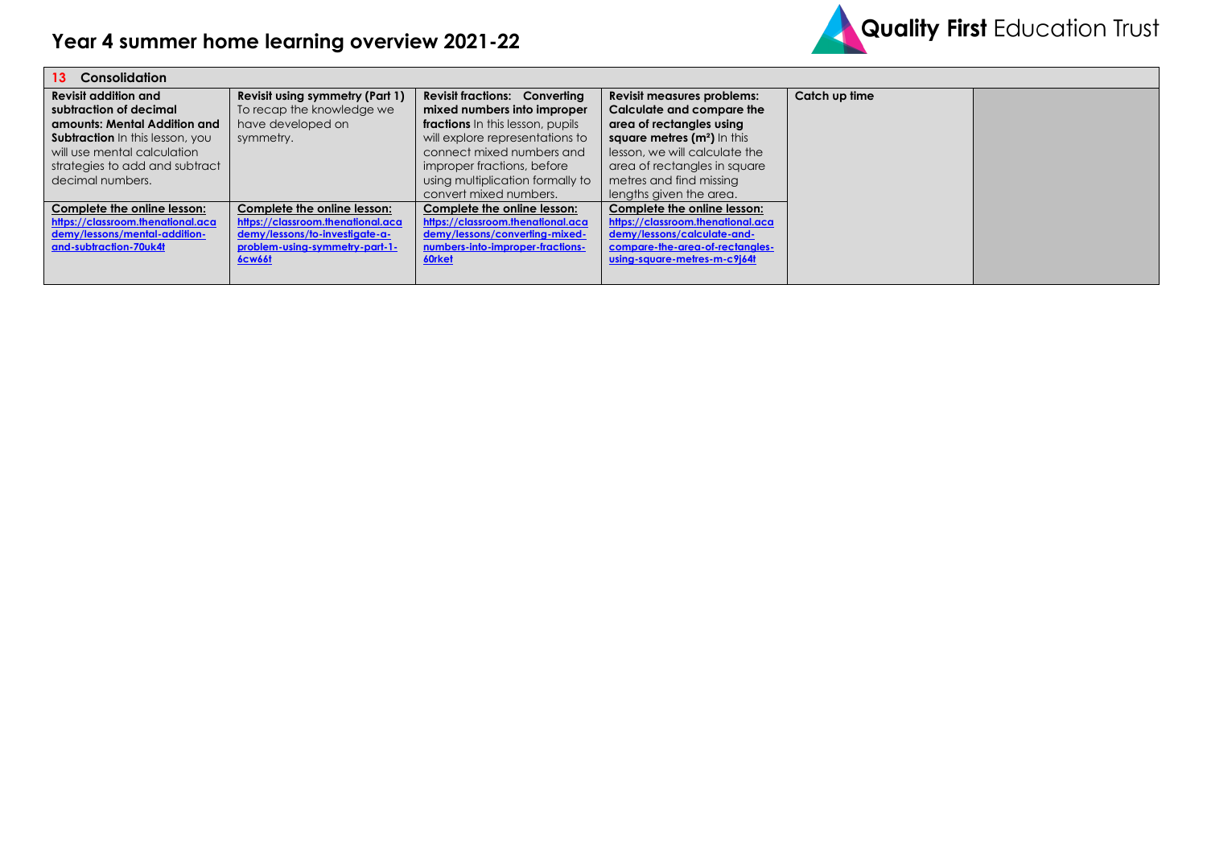# Year 4 summer home learning overview 2021-22

Quality First Education Trust

| 13 Consolidation | | | | | |
|---|---|---|---|---|---|
| **Revisit addition and subtraction of decimal amounts: Mental Addition and Subtraction** In this lesson, you will use mental calculation strategies to add and subtract decimal numbers.<br><br>**Complete the online lesson:**<br>https://classroom.thenational.academy/lessons/mental-addition-and-subtraction-70uk4t | **Revisit using symmetry (Part 1)** To recap the knowledge we have developed on symmetry.<br><br>**Complete the online lesson:**<br>https://classroom.thenational.academy/lessons/to-investigate-a-problem-using-symmetry-part-1-6cw66t | **Revisit fractions: Converting mixed numbers into improper fractions** In this lesson, pupils will explore representations to connect mixed numbers and improper fractions, before using multiplication formally to convert mixed numbers.<br><br>**Complete the online lesson:**<br>https://classroom.thenational.academy/lessons/converting-mixed-numbers-into-improper-fractions-60rket | **Revisit measures problems: Calculate and compare the area of rectangles using square metres ($m^2$)** In this lesson, we will calculate the area of rectangles in square metres and find missing lengths given the area.<br><br>**Complete the online lesson:**<br>https://classroom.thenational.academy/lessons/calculate-and-compare-the-area-of-rectangles-using-square-metres-m-c9j64t | **Catch up time** | |